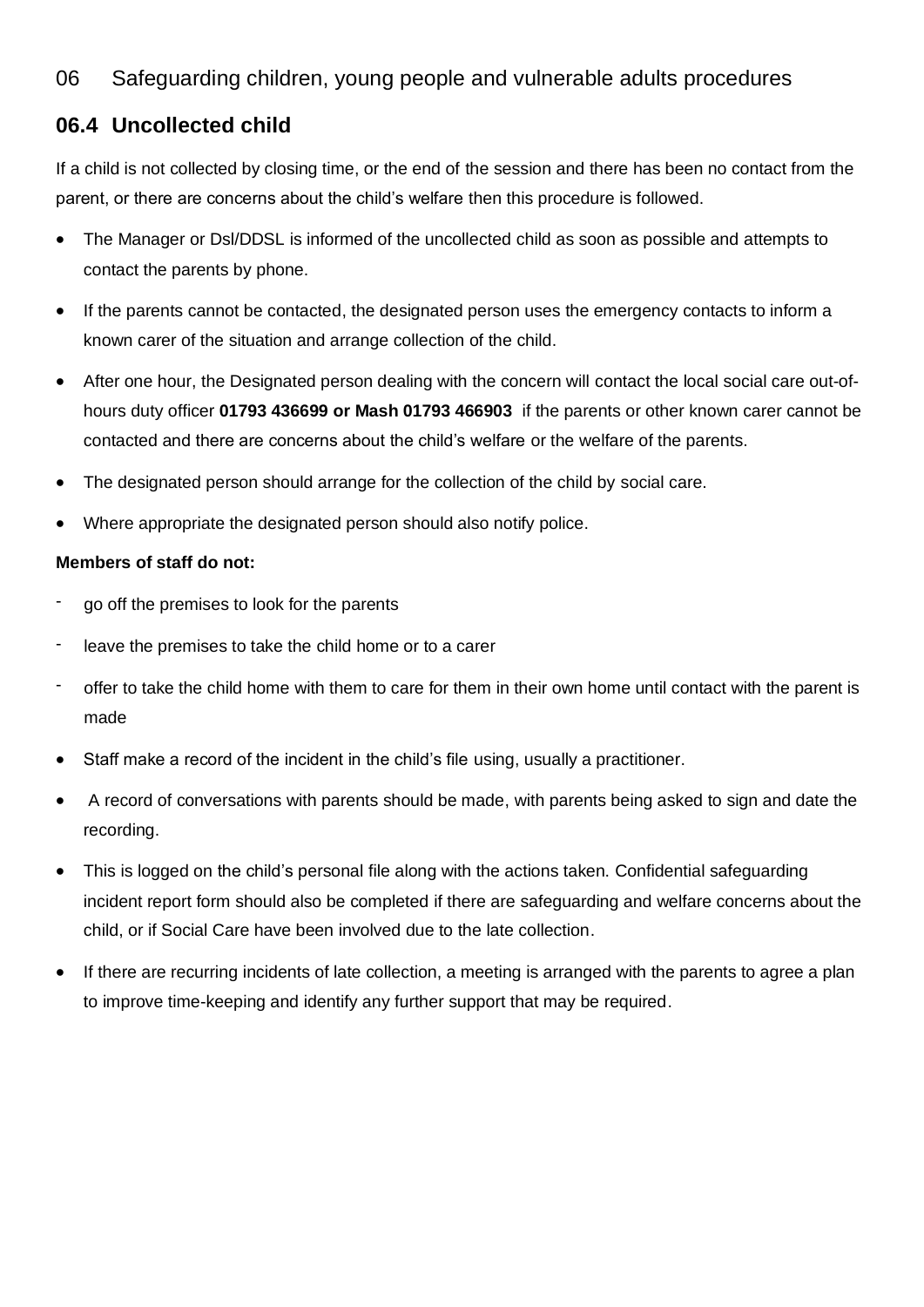# 06 Safeguarding children, young people and vulnerable adults procedures

## 06.4 Uncollected child

If a child is not collected by closing time, or the end of the session and there has been no contact from the parent, or there are concerns about the child's welfare then this procedure is followed.

- The Manager or Dsl/DDSL is informed of the uncollected child as soon as possible and attempts to contact the parents by phone.
- If the parents cannot be contacted, the designated person uses the emergency contacts to inform a known carer of the situation and arrange collection of the child.
- After one hour, the Designated person dealing with the concern will contact the local social care out-of-hours duty officer **01793 436699 or Mash 01793 466903** if the parents or other known carer cannot be contacted and there are concerns about the child's welfare or the welfare of the parents.
- The designated person should arrange for the collection of the child by social care.
- Where appropriate the designated person should also notify police.

**Members of staff do not:**

- go off the premises to look for the parents
- leave the premises to take the child home or to a carer
- offer to take the child home with them to care for them in their own home until contact with the parent is made

- Staff make a record of the incident in the child's file using, usually a practitioner.
- A record of conversations with parents should be made, with parents being asked to sign and date the recording.
- This is logged on the child's personal file along with the actions taken. Confidential safeguarding incident report form should also be completed if there are safeguarding and welfare concerns about the child, or if Social Care have been involved due to the late collection.
- If there are recurring incidents of late collection, a meeting is arranged with the parents to agree a plan to improve time-keeping and identify any further support that may be required.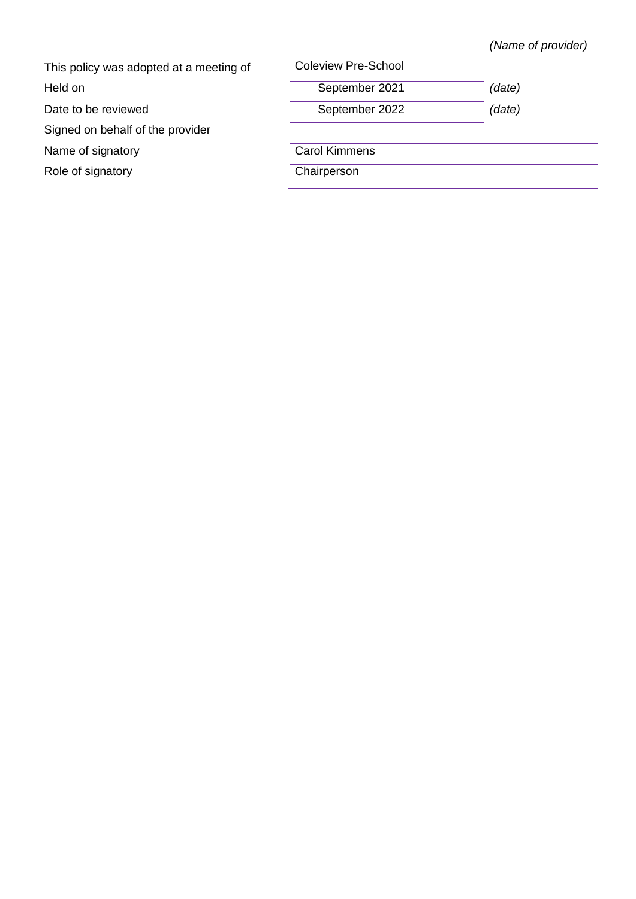| | | |
|---|---|---|
| | | *(Name of provider)* |
| This policy was adopted at a meeting of | Coleview Pre-School | |
| Held on | September 2021 | *(date)* |
| Date to be reviewed | September 2022 | *(date)* |
| Signed on behalf of the provider | | |
| Name of signatory | Carol Kimmens | |
| Role of signatory | Chairperson | |